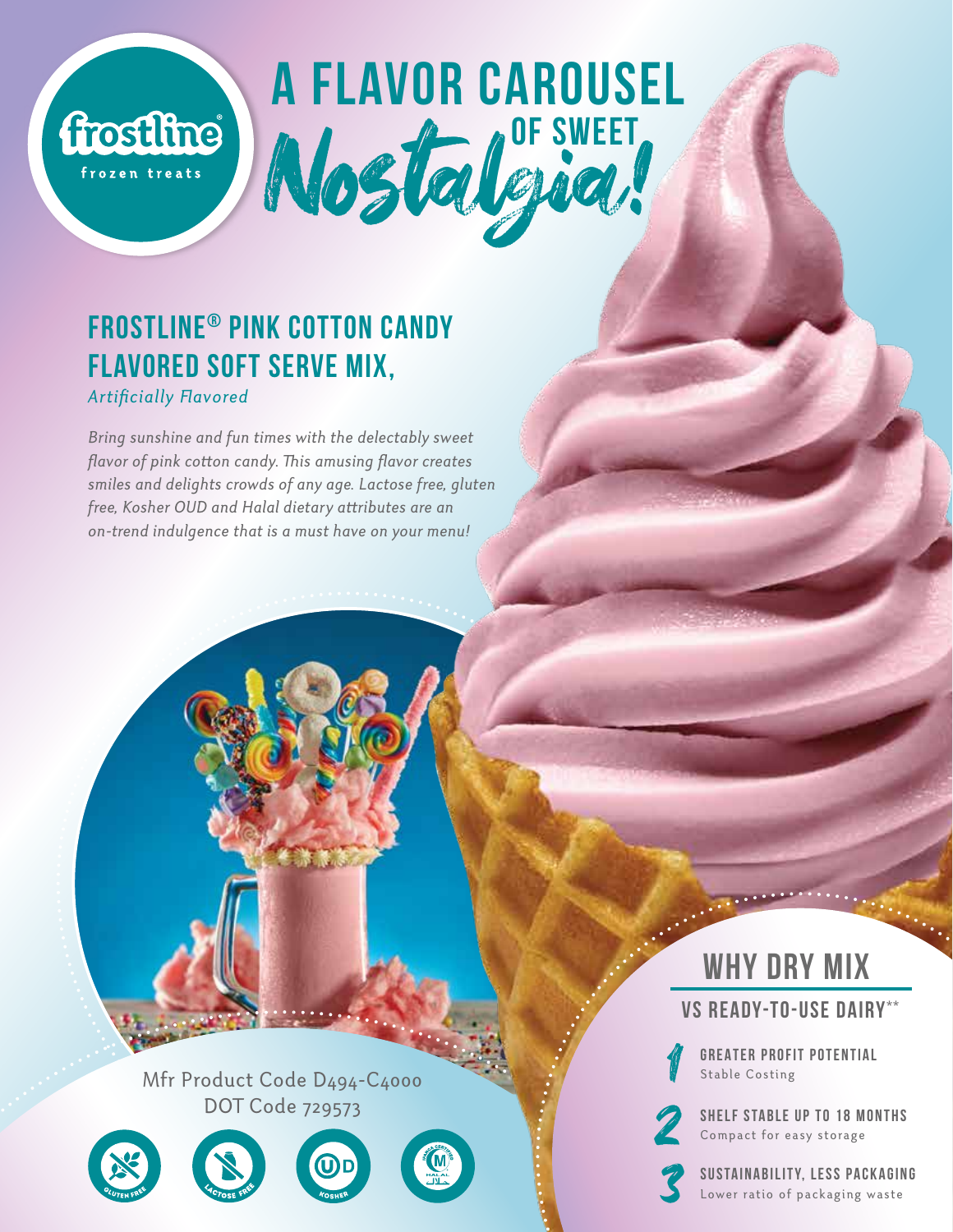frostline®

frozen treats

# A FLAVOR CAROUSEL OF SWEET *Nostalgia!*

## FROSTLINE® PINK COTTON CANDY FLAVORED SOFT SERVE MIX,

*Artificially Flavored*

*Bring sunshine and fun times with the delectably sweet flavor of pink cotton candy. This amusing flavor creates smiles and delights crowds of any age. Lactose free, gluten free, Kosher OUD and Halal dietary attributes are an on-trend indulgence that is a must have on your menu!*

Mfr Product Code D494-C4000
DOT Code 729573

GLUTEN FREE | LACTOSE FREE | KOSHER | HALAL

## WHY DRY MIX

### VS READY-TO-USE DAIRY**

1. **GREATER PROFIT POTENTIAL**
   Stable Costing
2. **SHELF STABLE UP TO 18 MONTHS**
   Compact for easy storage
3. **SUSTAINABILITY, LESS PACKAGING**
   Lower ratio of packaging waste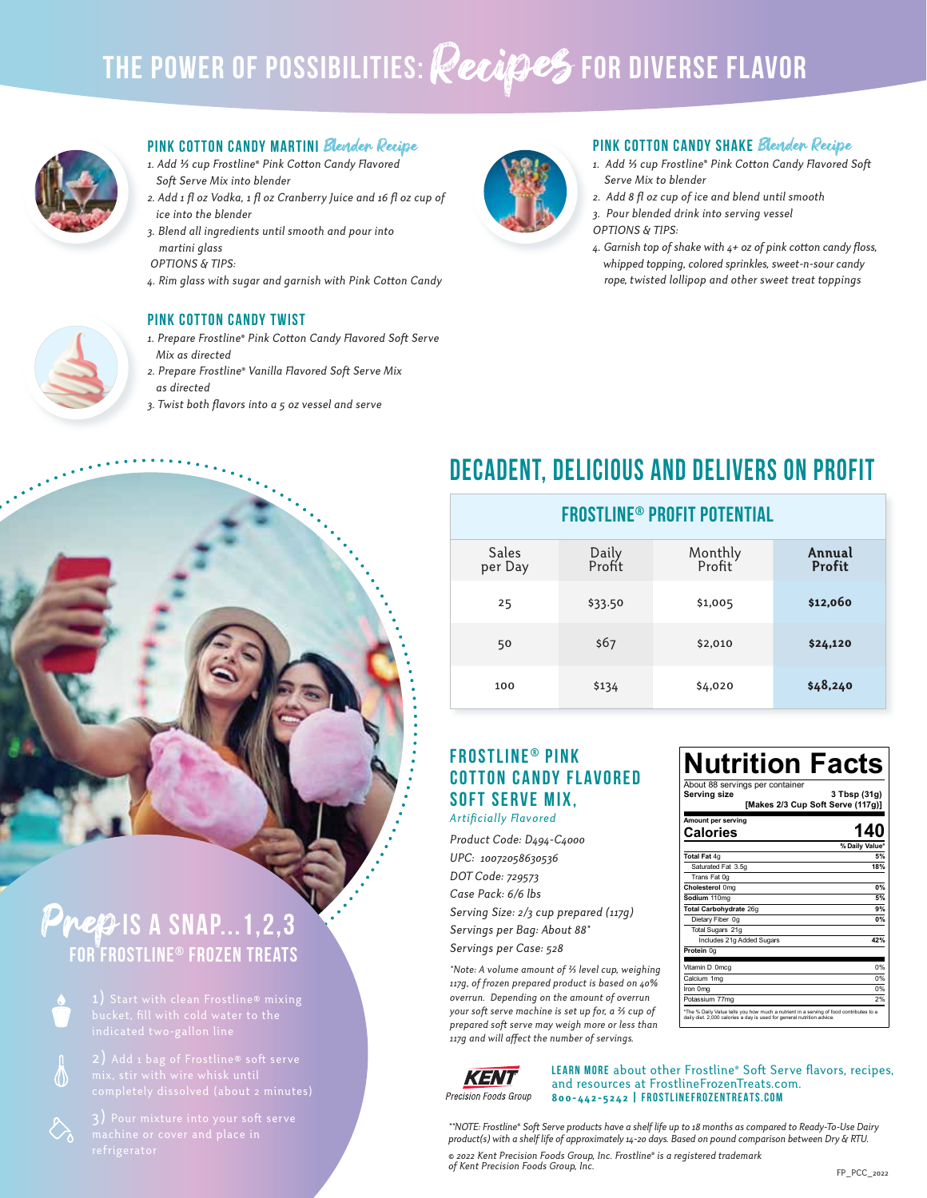# THE POWER OF POSSIBILITIES: Recipes FOR DIVERSE FLAVOR

### PINK COTTON CANDY MARTINI *Blender Recipe*

1. Add ⅓ cup Frostline® Pink Cotton Candy Flavored Soft Serve Mix into blender
2. Add 1 fl oz Vodka, 1 fl oz Cranberry Juice and 16 fl oz cup of ice into the blender
3. Blend all ingredients until smooth and pour into martini glass

*OPTIONS & TIPS:*

4. Rim glass with sugar and garnish with Pink Cotton Candy

### PINK COTTON CANDY TWIST

1. Prepare Frostline® Pink Cotton Candy Flavored Soft Serve Mix as directed
2. Prepare Frostline® Vanilla Flavored Soft Serve Mix as directed
3. Twist both flavors into a 5 oz vessel and serve

### PINK COTTON CANDY SHAKE *Blender Recipe*

1. Add ⅓ cup Frostline® Pink Cotton Candy Flavored Soft Serve Mix to blender
2. Add 8 fl oz cup of ice and blend until smooth
3. Pour blended drink into serving vessel

*OPTIONS & TIPS:*

4. Garnish top of shake with 4+ oz of pink cotton candy floss, whipped topping, colored sprinkles, sweet-n-sour candy rope, twisted lollipop and other sweet treat toppings

## Prep IS A SNAP...1,2,3 FOR FROSTLINE® FROZEN TREATS

1) Start with clean Frostline® mixing bucket, fill with cold water to the indicated two-gallon line

2) Add 1 bag of Frostline® soft serve mix, stir with wire whisk until completely dissolved (about 2 minutes)

3) Pour mixture into your soft serve machine or cover and place in refrigerator

## DECADENT, DELICIOUS AND DELIVERS ON PROFIT

**FROSTLINE® PROFIT POTENTIAL**

| Sales per Day | Daily Profit | Monthly Profit | **Annual Profit** |
|---|---|---|---|
| 25 | $33.50 | $1,005 | **$12,060** |
| 50 | $67 | $2,010 | **$24,120** |
| 100 | $134 | $4,020 | **$48,240** |

### FROSTLINE® PINK COTTON CANDY FLAVORED SOFT SERVE MIX,

*Artificially Flavored*

*Product Code: D494-C4000*
*UPC: 10072058630536*
*DOT Code: 729573*
*Case Pack: 6/6 lbs*
*Serving Size: 2/3 cup prepared (117g)*
*Servings per Bag: About 88\**
*Servings per Case: 528*

*\*Note: A volume amount of ⅔ level cup, weighing 117g, of frozen prepared product is based on 40% overrun. Depending on the amount of overrun your soft serve machine is set up for, a ⅔ cup of prepared soft serve may weigh more or less than 117g and will affect the number of servings.*

**Nutrition Facts**

About 88 servings per container
**Serving size** **3 Tbsp (31g)**
**[Makes 2/3 Cup Soft Serve (117g)]**

| Amount per serving | |
|---|---|
| **Calories** | **140** |
| | **% Daily Value\*** |
| **Total Fat** 4g | **5%** |
| Saturated Fat 3.5g | **18%** |
| Trans Fat 0g | |
| **Cholesterol** 0mg | **0%** |
| **Sodium** 110mg | **5%** |
| **Total Carbohydrate** 26g | **9%** |
| Dietary Fiber 0g | **0%** |
| Total Sugars 21g | |
| Includes 21g Added Sugars | **42%** |
| **Protein** 0g | |
| Vitamin D 0mcg | 0% |
| Calcium 1mg | 0% |
| Iron 0mg | 0% |
| Potassium 77mg | 2% |

\*The % Daily Value tells you how much a nutrient in a serving of food contributes to a daily diet. 2,000 calories a day is used for general nutrition advice.

KENT Precision Foods Group

**LEARN MORE** about other Frostline® Soft Serve flavors, recipes, and resources at FrostlineFrozenTreats.com.
**800-442-5242 | FROSTLINEFROZENTREATS.COM**

*\*\*NOTE: Frostline® Soft Serve products have a shelf life up to 18 months as compared to Ready-To-Use Dairy product(s) with a shelf life of approximately 14-20 days. Based on pound comparison between Dry & RTU.*

*© 2022 Kent Precision Foods Group, Inc. Frostline® is a registered trademark of Kent Precision Foods Group, Inc.*

FP_PCC_2022